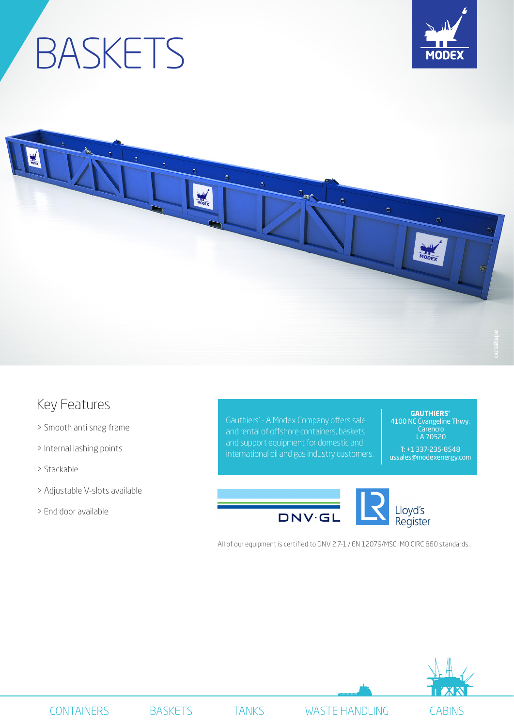# BASKETS

MODEX

## Key Features

> Smooth anti snag frame

> Internal lashing points

> Stackable

> Adjustable V-slots available

> End door available

Gauthiers' - A Modex Company offers sale and rental of offshore containers, baskets and support equipment for domestic and international oil and gas industry customers.

**GAUTHIERS'**
4100 NE Evangeline Thwy.
Carencro
LA 70520

T: +1 337-235-8548
ussales@modexenergy.com

DNV·GL

Lloyd's Register

All of our equipment is certified to DNV 2.7-1 / EN 12079/MSC IMO CIRC 860 standards.

CONTAINERS BASKETS TANKS WASTE HANDLING CABINS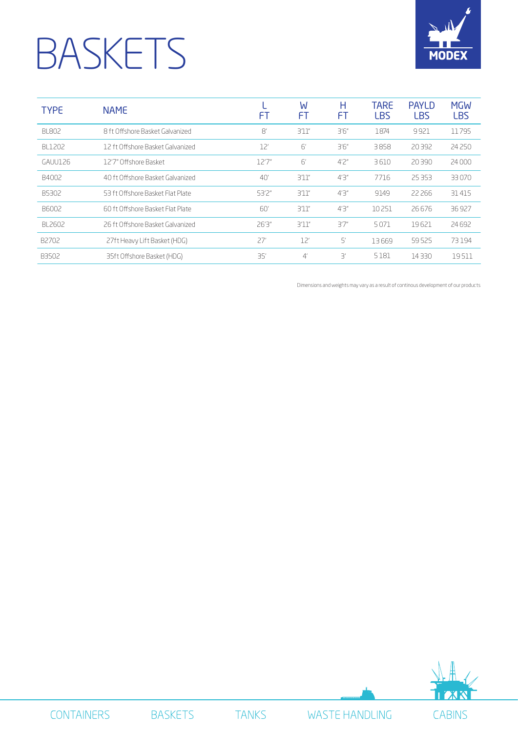# BASKETS

| TYPE | NAME | L FT | W FT | H FT | TARE LBS | PAYLD LBS | MGW LBS |
|---|---|---|---|---|---|---|---|
| BL802 | 8 ft Offshore Basket Galvanized | 8′ | 3′11″ | 3′6″ | 1874 | 9921 | 11795 |
| BL1202 | 12 ft Offshore Basket Galvanized | 12′ | 6′ | 3′6″ | 3858 | 20392 | 24250 |
| GAUU126 | 12′7″ Offshore Basket | 12′7″ | 6′ | 4′2″ | 3610 | 20390 | 24000 |
| B4002 | 40 ft Offshore Basket Galvanized | 40′ | 3′11″ | 4′3″ | 7716 | 25353 | 33070 |
| B5302 | 53 ft Offshore Basket Flat Plate | 53′2″ | 3′11″ | 4′3″ | 9149 | 22266 | 31415 |
| B6002 | 60 ft Offshore Basket Flat Plate | 60′ | 3′11″ | 4′3″ | 10251 | 26676 | 36927 |
| BL2602 | 26 ft Offshore Basket Galvanized | 26′3″ | 3′11″ | 3′7″ | 5071 | 19621 | 24692 |
| B2702 | 27ft Heavy Lift Basket (HDG) | 27′ | 12′ | 5′ | 13669 | 59525 | 73194 |
| B3502 | 35ft Offshore Basket (HDG) | 35′ | 4′ | 3′ | 5181 | 14330 | 19511 |

Dimensions and weights may vary as a result of continous development of our products

CONTAINERS BASKETS TANKS WASTE HANDLING CABINS